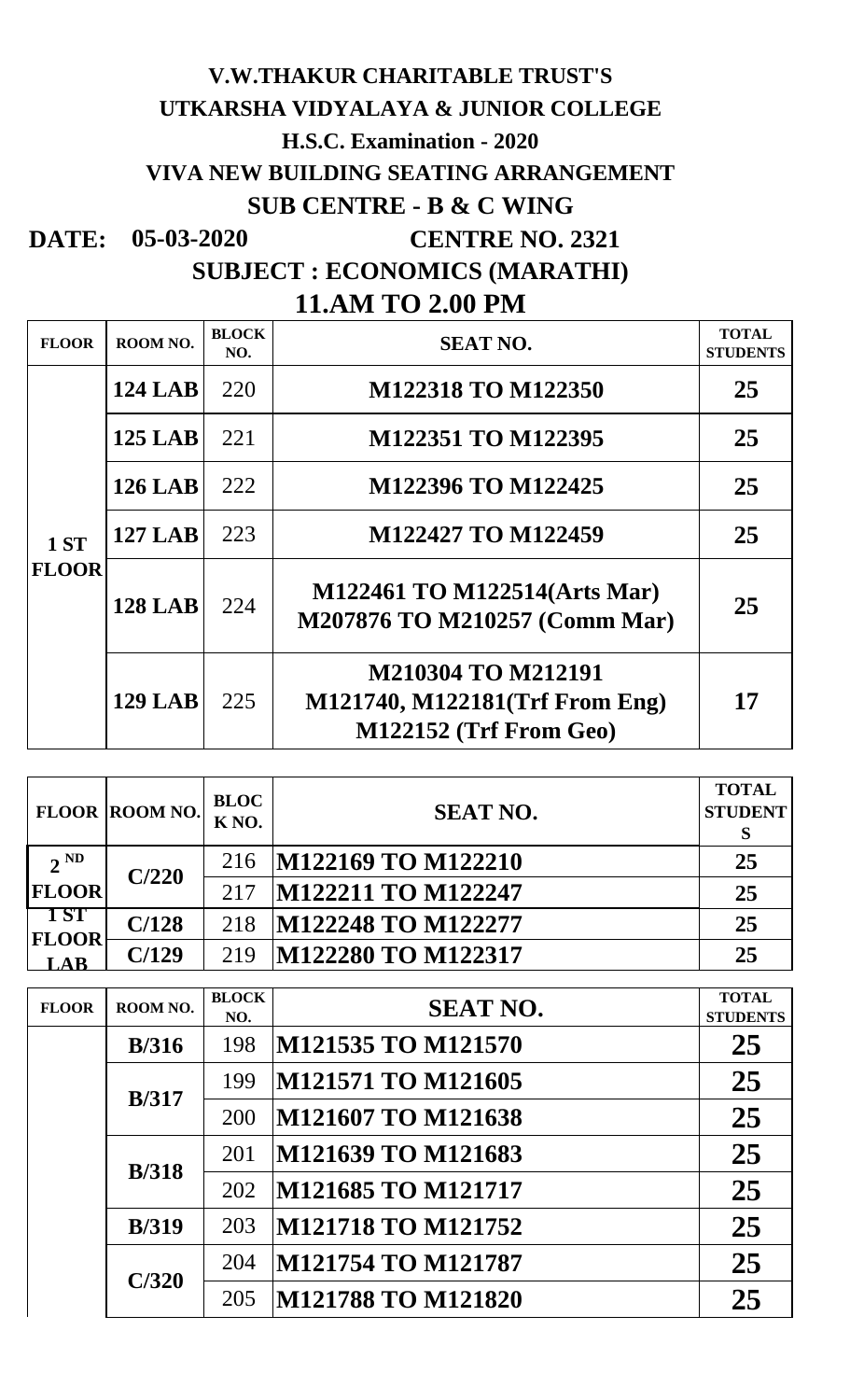# V.W.THAKUR CHARITABLE TRUST'S

## UTKARSHA VIDYALAYA & JUNIOR COLLEGE

### H.S.C. Examination - 2020

### VIVA NEW BUILDING SEATING ARRANGEMENT

### SUB CENTRE - B & C WING

**DATE: 05-03-2020** **CENTRE NO. 2321**

**SUBJECT : ECONOMICS (MARATHI)**

**11.AM TO 2.00 PM**

| FLOOR | ROOM NO. | BLOCK NO. | SEAT NO. | TOTAL STUDENTS |
|---|---|---|---|---|
| 1 ST FLOOR | 124 LAB | 220 | M122318 TO M122350 | 25 |
| | 125 LAB | 221 | M122351 TO M122395 | 25 |
| | 126 LAB | 222 | M122396 TO M122425 | 25 |
| | 127 LAB | 223 | M122427 TO M122459 | 25 |
| | 128 LAB | 224 | M122461 TO M122514(Arts Mar) M207876 TO M210257 (Comm Mar) | 25 |
| | 129 LAB | 225 | M210304 TO M212191 M121740, M122181(Trf From Eng) M122152 (Trf From Geo) | 17 |

| FLOOR | ROOM NO. | BLOCK NO. | SEAT NO. | TOTAL STUDENTS |
|---|---|---|---|---|
| 2 ND FLOOR | C/220 | 216 | M122169 TO M122210 | 25 |
| | | 217 | M122211 TO M122247 | 25 |
| 1 ST FLOOR LAB | C/128 | 218 | M122248 TO M122277 | 25 |
| | C/129 | 219 | M122280 TO M122317 | 25 |

| FLOOR | ROOM NO. | BLOCK NO. | SEAT NO. | TOTAL STUDENTS |
|---|---|---|---|---|
| | B/316 | 198 | M121535 TO M121570 | 25 |
| | B/317 | 199 | M121571 TO M121605 | 25 |
| | | 200 | M121607 TO M121638 | 25 |
| | B/318 | 201 | M121639 TO M121683 | 25 |
| | | 202 | M121685 TO M121717 | 25 |
| | B/319 | 203 | M121718 TO M121752 | 25 |
| | C/320 | 204 | M121754 TO M121787 | 25 |
| | | 205 | M121788 TO M121820 | 25 |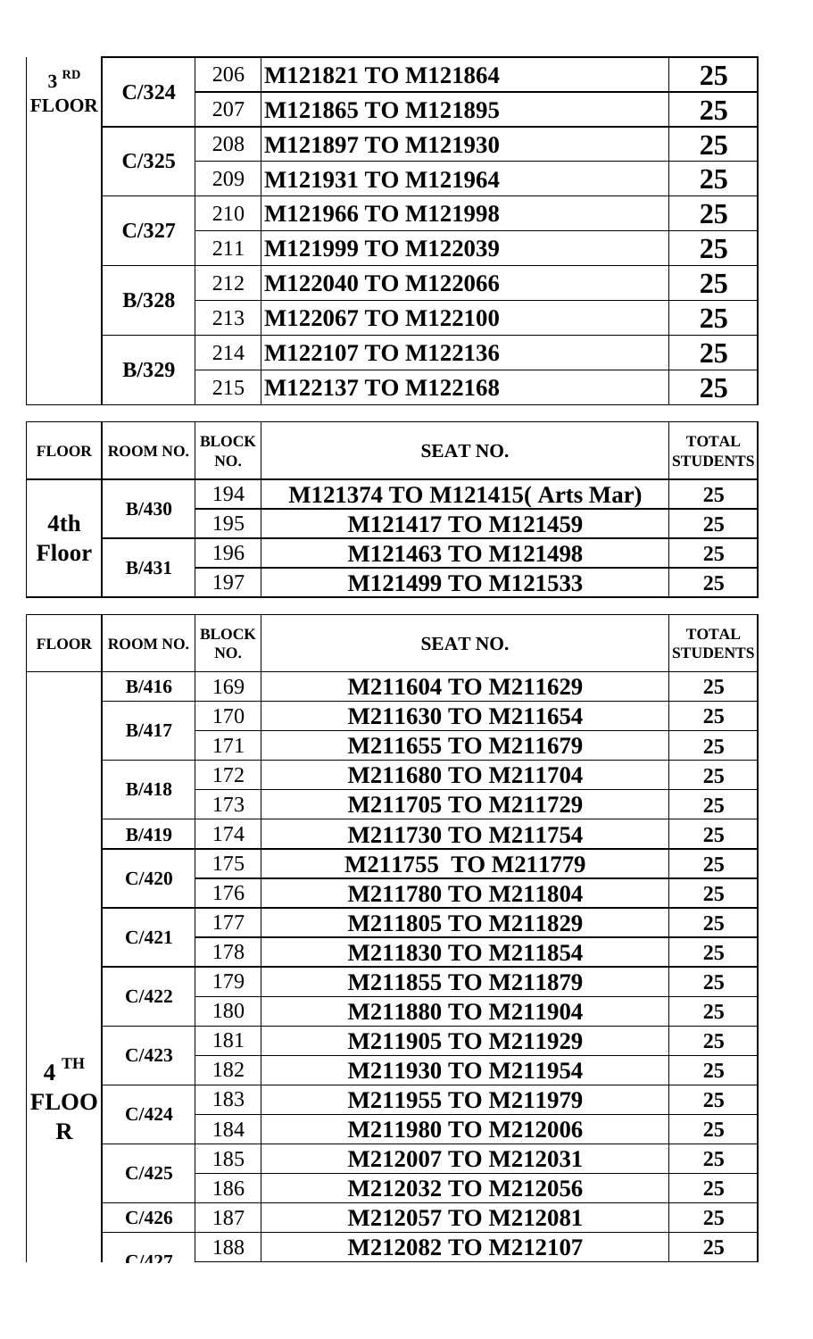| FLOOR | ROOM NO. | BLOCK NO. | SEAT NO. | TOTAL STUDENTS |
|---|---|---|---|---|
| 3 RD FLOOR | C/324 | 206 | M121821 TO M121864 | 25 |
| | | 207 | M121865 TO M121895 | 25 |
| | C/325 | 208 | M121897 TO M121930 | 25 |
| | | 209 | M121931 TO M121964 | 25 |
| | C/327 | 210 | M121966 TO M121998 | 25 |
| | | 211 | M121999 TO M122039 | 25 |
| | B/328 | 212 | M122040 TO M122066 | 25 |
| | | 213 | M122067 TO M122100 | 25 |
| | B/329 | 214 | M122107 TO M122136 | 25 |
| | | 215 | M122137 TO M122168 | 25 |

| FLOOR | ROOM NO. | BLOCK NO. | SEAT NO. | TOTAL STUDENTS |
|---|---|---|---|---|
| 4th Floor | B/430 | 194 | M121374 TO M121415( Arts Mar) | 25 |
| | | 195 | M121417 TO M121459 | 25 |
| | B/431 | 196 | M121463 TO M121498 | 25 |
| | | 197 | M121499 TO M121533 | 25 |

| FLOOR | ROOM NO. | BLOCK NO. | SEAT NO. | TOTAL STUDENTS |
|---|---|---|---|---|
| 4 TH FLOOR | B/416 | 169 | M211604 TO M211629 | 25 |
| | B/417 | 170 | M211630 TO M211654 | 25 |
| | | 171 | M211655 TO M211679 | 25 |
| | B/418 | 172 | M211680 TO M211704 | 25 |
| | | 173 | M211705 TO M211729 | 25 |
| | B/419 | 174 | M211730 TO M211754 | 25 |
| | C/420 | 175 | M211755 TO M211779 | 25 |
| | | 176 | M211780 TO M211804 | 25 |
| | C/421 | 177 | M211805 TO M211829 | 25 |
| | | 178 | M211830 TO M211854 | 25 |
| | C/422 | 179 | M211855 TO M211879 | 25 |
| | | 180 | M211880 TO M211904 | 25 |
| | C/423 | 181 | M211905 TO M211929 | 25 |
| | | 182 | M211930 TO M211954 | 25 |
| | C/424 | 183 | M211955 TO M211979 | 25 |
| | | 184 | M211980 TO M212006 | 25 |
| | C/425 | 185 | M212007 TO M212031 | 25 |
| | | 186 | M212032 TO M212056 | 25 |
| | C/426 | 187 | M212057 TO M212081 | 25 |
| | C/427 | 188 | M212082 TO M212107 | 25 |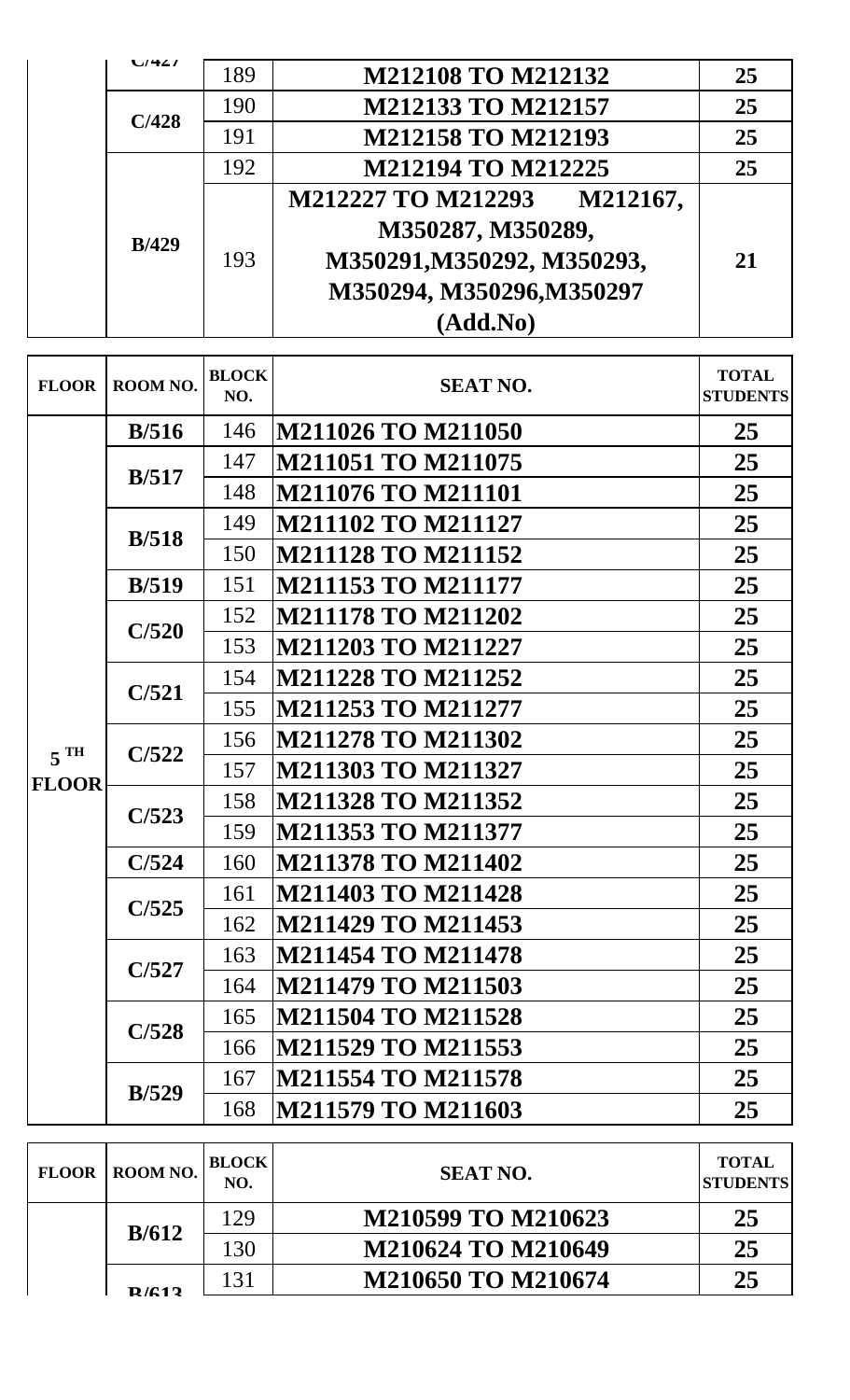| FLOOR | ROOM NO. | BLOCK NO. | SEAT NO. | TOTAL STUDENTS |
|---|---|---|---|---|
| | C/427 | 189 | **M212108 TO M212132** | **25** |
| | **C/428** | 190 | **M212133 TO M212157** | **25** |
| | | 191 | **M212158 TO M212193** | **25** |
| | **B/429** | 192 | **M212194 TO M212225** | **25** |
| | | 193 | **M212227 TO M212293 M212167, M350287, M350289, M350291,M350292, M350293, M350294, M350296,M350297 (Add.No)** | **21** |

| FLOOR | ROOM NO. | BLOCK NO. | SEAT NO. | TOTAL STUDENTS |
|---|---|---|---|---|
| **5 TH FLOOR** | **B/516** | 146 | **M211026 TO M211050** | **25** |
| | **B/517** | 147 | **M211051 TO M211075** | **25** |
| | | 148 | **M211076 TO M211101** | **25** |
| | **B/518** | 149 | **M211102 TO M211127** | **25** |
| | | 150 | **M211128 TO M211152** | **25** |
| | **B/519** | 151 | **M211153 TO M211177** | **25** |
| | **C/520** | 152 | **M211178 TO M211202** | **25** |
| | | 153 | **M211203 TO M211227** | **25** |
| | **C/521** | 154 | **M211228 TO M211252** | **25** |
| | | 155 | **M211253 TO M211277** | **25** |
| | **C/522** | 156 | **M211278 TO M211302** | **25** |
| | | 157 | **M211303 TO M211327** | **25** |
| | **C/523** | 158 | **M211328 TO M211352** | **25** |
| | | 159 | **M211353 TO M211377** | **25** |
| | **C/524** | 160 | **M211378 TO M211402** | **25** |
| | **C/525** | 161 | **M211403 TO M211428** | **25** |
| | | 162 | **M211429 TO M211453** | **25** |
| | **C/527** | 163 | **M211454 TO M211478** | **25** |
| | | 164 | **M211479 TO M211503** | **25** |
| | **C/528** | 165 | **M211504 TO M211528** | **25** |
| | | 166 | **M211529 TO M211553** | **25** |
| | **B/529** | 167 | **M211554 TO M211578** | **25** |
| | | 168 | **M211579 TO M211603** | **25** |

| FLOOR | ROOM NO. | BLOCK NO. | SEAT NO. | TOTAL STUDENTS |
|---|---|---|---|---|
| | **B/612** | 129 | **M210599 TO M210623** | **25** |
| | | 130 | **M210624 TO M210649** | **25** |
| | **B/613** | 131 | **M210650 TO M210674** | **25** |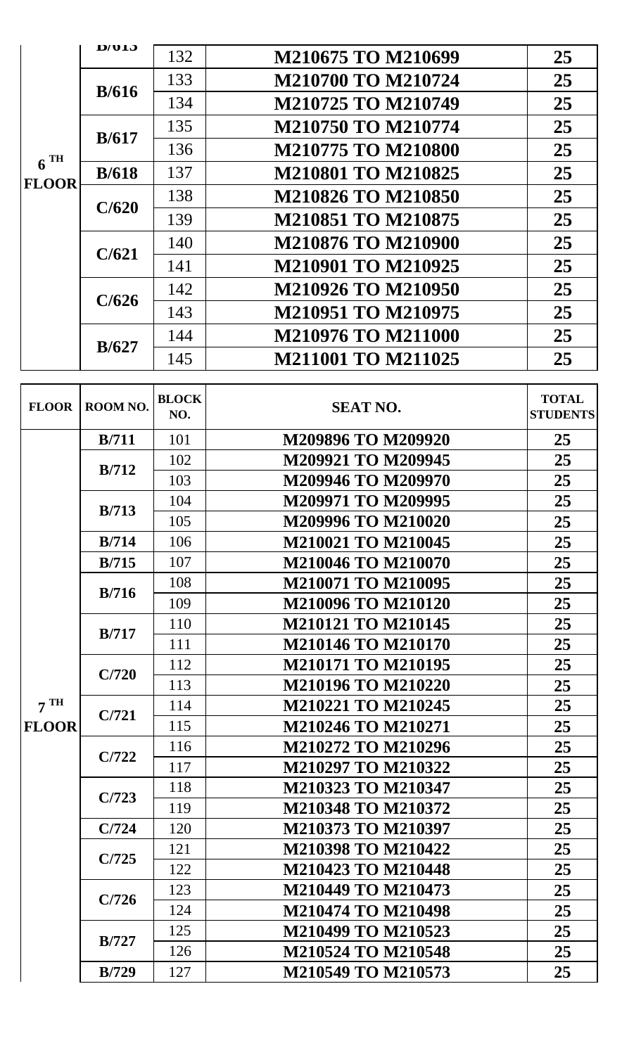| FLOOR | ROOM NO. | BLOCK NO. | SEAT NO. | TOTAL STUDENTS |
|---|---|---|---|---|
| 6 TH FLOOR | B/615 | 132 | M210675 TO M210699 | 25 |
| | B/616 | 133 | M210700 TO M210724 | 25 |
| | | 134 | M210725 TO M210749 | 25 |
| | B/617 | 135 | M210750 TO M210774 | 25 |
| | | 136 | M210775 TO M210800 | 25 |
| | B/618 | 137 | M210801 TO M210825 | 25 |
| | C/620 | 138 | M210826 TO M210850 | 25 |
| | | 139 | M210851 TO M210875 | 25 |
| | C/621 | 140 | M210876 TO M210900 | 25 |
| | | 141 | M210901 TO M210925 | 25 |
| | C/626 | 142 | M210926 TO M210950 | 25 |
| | | 143 | M210951 TO M210975 | 25 |
| | B/627 | 144 | M210976 TO M211000 | 25 |
| | | 145 | M211001 TO M211025 | 25 |

| FLOOR | ROOM NO. | BLOCK NO. | SEAT NO. | TOTAL STUDENTS |
|---|---|---|---|---|
| 7 TH FLOOR | B/711 | 101 | M209896 TO M209920 | 25 |
| | B/712 | 102 | M209921 TO M209945 | 25 |
| | | 103 | M209946 TO M209970 | 25 |
| | B/713 | 104 | M209971 TO M209995 | 25 |
| | | 105 | M209996 TO M210020 | 25 |
| | B/714 | 106 | M210021 TO M210045 | 25 |
| | B/715 | 107 | M210046 TO M210070 | 25 |
| | B/716 | 108 | M210071 TO M210095 | 25 |
| | | 109 | M210096 TO M210120 | 25 |
| | B/717 | 110 | M210121 TO M210145 | 25 |
| | | 111 | M210146 TO M210170 | 25 |
| | C/720 | 112 | M210171 TO M210195 | 25 |
| | | 113 | M210196 TO M210220 | 25 |
| | C/721 | 114 | M210221 TO M210245 | 25 |
| | | 115 | M210246 TO M210271 | 25 |
| | C/722 | 116 | M210272 TO M210296 | 25 |
| | | 117 | M210297 TO M210322 | 25 |
| | C/723 | 118 | M210323 TO M210347 | 25 |
| | | 119 | M210348 TO M210372 | 25 |
| | C/724 | 120 | M210373 TO M210397 | 25 |
| | C/725 | 121 | M210398 TO M210422 | 25 |
| | | 122 | M210423 TO M210448 | 25 |
| | C/726 | 123 | M210449 TO M210473 | 25 |
| | | 124 | M210474 TO M210498 | 25 |
| | B/727 | 125 | M210499 TO M210523 | 25 |
| | | 126 | M210524 TO M210548 | 25 |
| | B/729 | 127 | M210549 TO M210573 | 25 |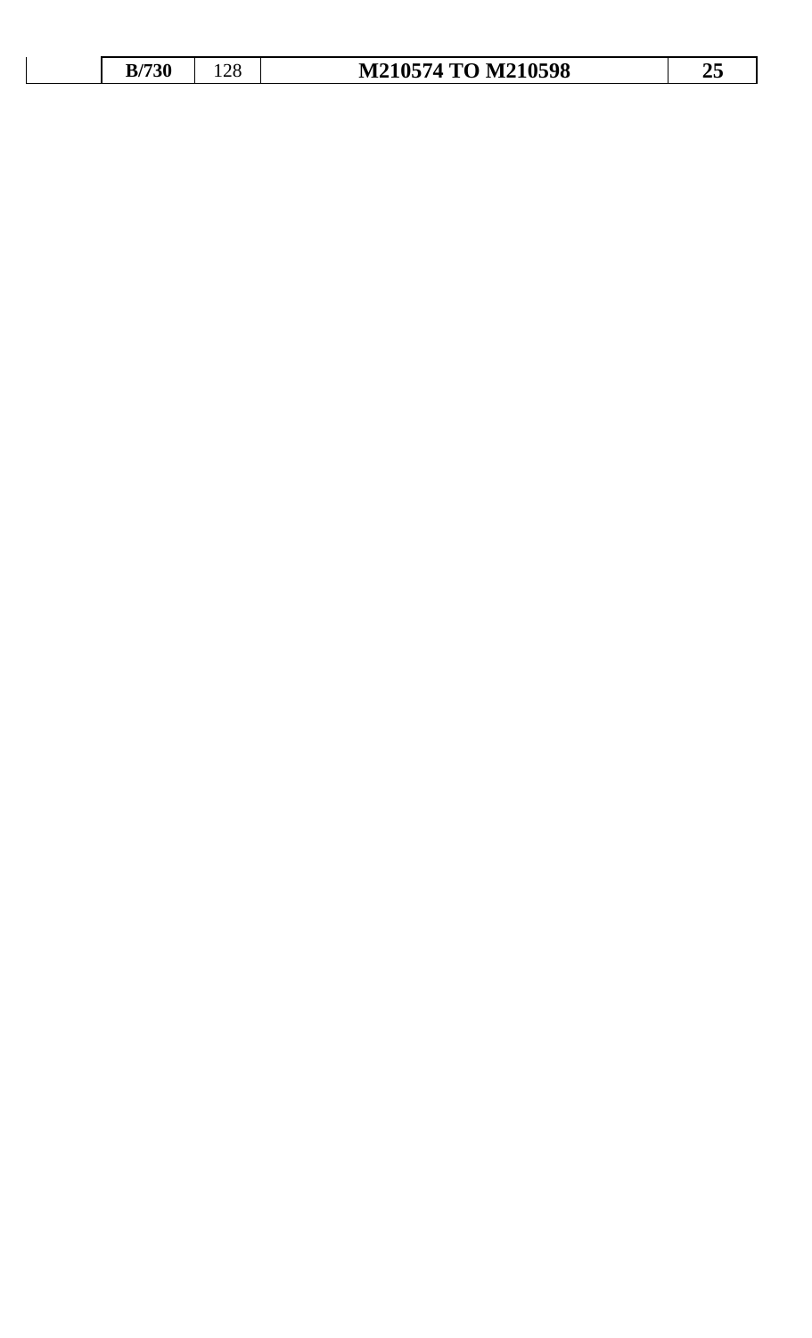| | | | | |
|---|---|---|---|---|
| | **B/730** | 128 | **M210574 TO M210598** | **25** |